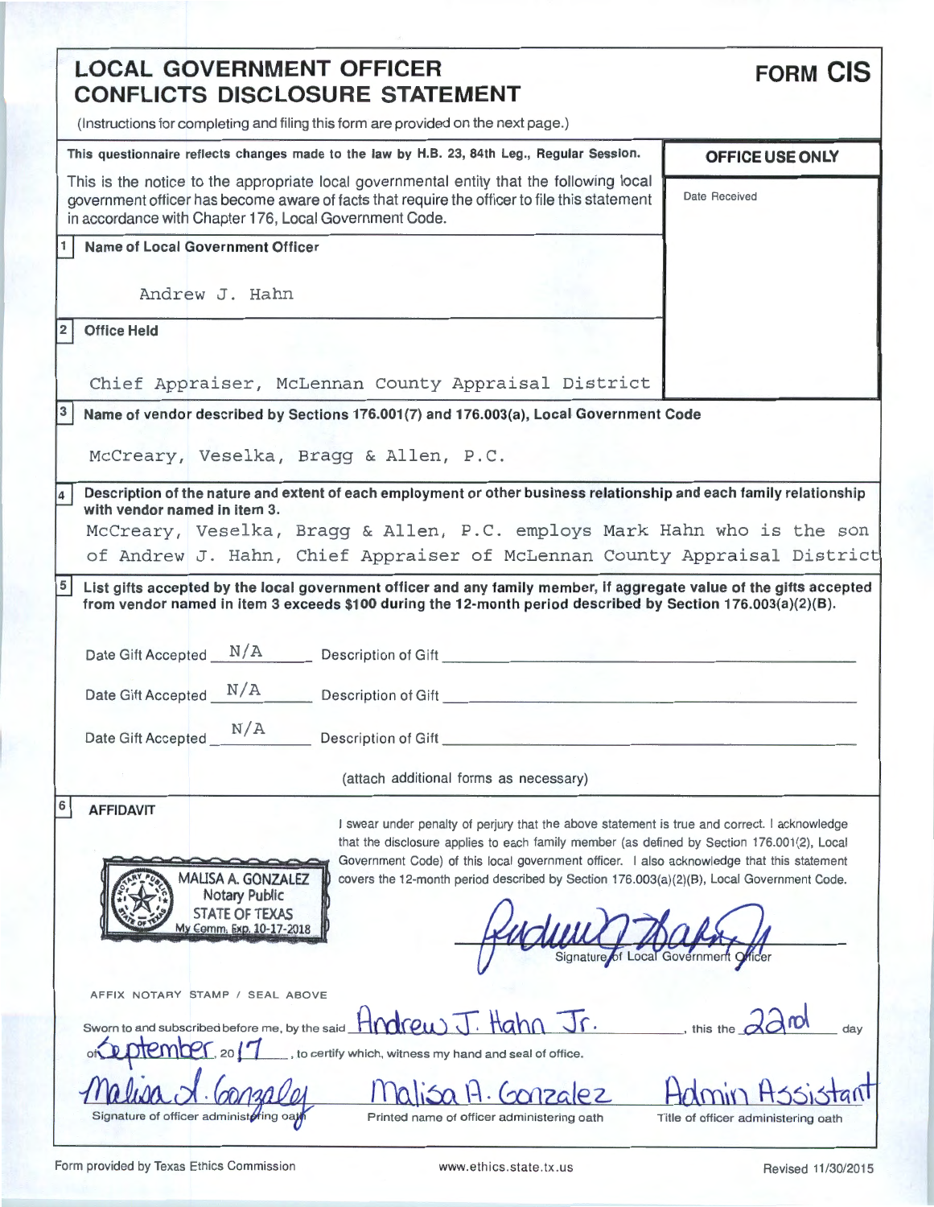# LOCAL GOVERNMENT OFFICER CONFLICTS DISCLOSURE STATEMENT

**FORM CIS**

(Instructions for completing and filing this form are provided on the next page.)

**This questionnaire reflects changes made to the law by H.B. 23, 84th Leg., Regular Session.**

**OFFICE USE ONLY**

Date Received

This is the notice to the appropriate local governmental entity that the following local government officer has become aware of facts that require the officer to file this statement in accordance with Chapter 176, Local Government Code.

**1 Name of Local Government Officer**

Andrew J. Hahn

**2 Office Held**

Chief Appraiser, McLennan County Appraisal District

**3 Name of vendor described by Sections 176.001(7) and 176.003(a), Local Government Code**

McCreary, Veselka, Bragg & Allen, P.C.

**4 Description of the nature and extent of each employment or other business relationship and each family relationship with vendor named in item 3.**

McCreary, Veselka, Bragg & Allen, P.C. employs Mark Hahn who is the son of Andrew J. Hahn, Chief Appraiser of McLennan County Appraisal District

**5 List gifts accepted by the local government officer and any family member, if aggregate value of the gifts accepted from vendor named in item 3 exceeds $100 during the 12-month period described by Section 176.003(a)(2)(B).**

Date Gift Accepted N/A Description of Gift \_\_\_\_\_\_\_\_\_\_

Date Gift Accepted N/A Description of Gift \_\_\_\_\_\_\_\_\_\_

Date Gift Accepted N/A Description of Gift \_\_\_\_\_\_\_\_\_\_

(attach additional forms as necessary)

**6 AFFIDAVIT**

I swear under penalty of perjury that the above statement is true and correct. I acknowledge that the disclosure applies to each family member (as defined by Section 176.001(2), Local Government Code) of this local government officer. I also acknowledge that this statement covers the 12-month period described by Section 176.003(a)(2)(B), Local Government Code.

MALISA A. GONZALEZ
Notary Public
STATE OF TEXAS
My Comm. Exp. 10-17-2018

[Signature]
Signature of Local Government Officer

AFFIX NOTARY STAMP / SEAL ABOVE

Sworn to and subscribed before me, by the said Andrew J. Hahn Jr., this the 22nd day of September, 2017, to certify which, witness my hand and seal of office.

| [Signature] | Malisa A. Gonzalez | Admin Assistant |
|---|---|---|
| Signature of officer administering oath | Printed name of officer administering oath | Title of officer administering oath |

Form provided by Texas Ethics Commission — www.ethics.state.tx.us — Revised 11/30/2015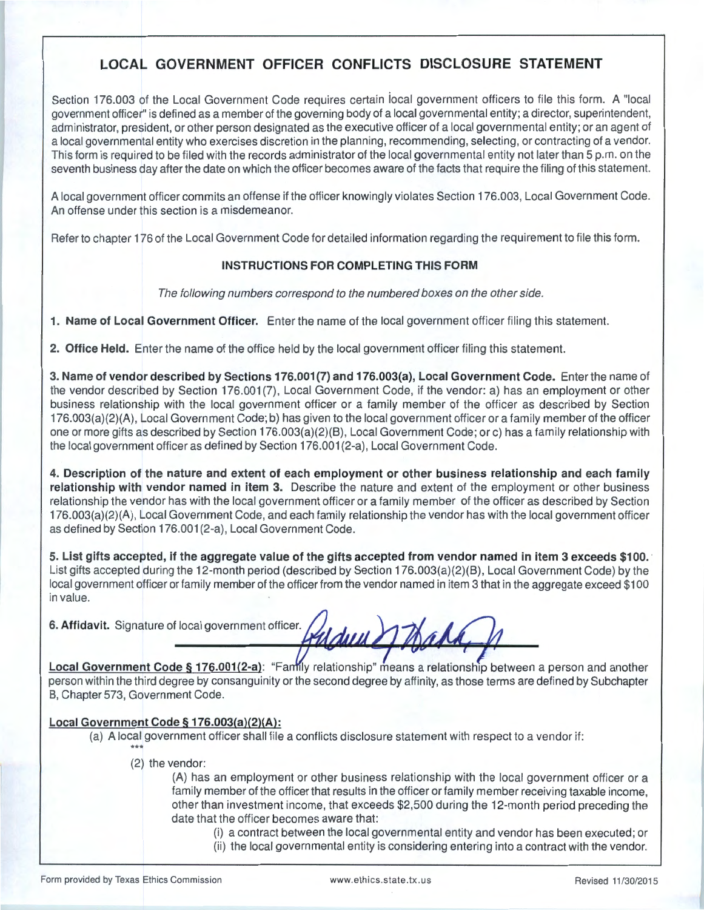# LOCAL GOVERNMENT OFFICER CONFLICTS DISCLOSURE STATEMENT

Section 176.003 of the Local Government Code requires certain local government officers to file this form. A "local government officer" is defined as a member of the governing body of a local governmental entity; a director, superintendent, administrator, president, or other person designated as the executive officer of a local governmental entity; or an agent of a local governmental entity who exercises discretion in the planning, recommending, selecting, or contracting of a vendor. This form is required to be filed with the records administrator of the local governmental entity not later than 5 p.m. on the seventh business day after the date on which the officer becomes aware of the facts that require the filing of this statement.

A local government officer commits an offense if the officer knowingly violates Section 176.003, Local Government Code. An offense under this section is a misdemeanor.

Refer to chapter 176 of the Local Government Code for detailed information regarding the requirement to file this form.

### INSTRUCTIONS FOR COMPLETING THIS FORM

*The following numbers correspond to the numbered boxes on the other side.*

**1. Name of Local Government Officer.** Enter the name of the local government officer filing this statement.

**2. Office Held.** Enter the name of the office held by the local government officer filing this statement.

**3. Name of vendor described by Sections 176.001(7) and 176.003(a), Local Government Code.** Enter the name of the vendor described by Section 176.001(7), Local Government Code, if the vendor: a) has an employment or other business relationship with the local government officer or a family member of the officer as described by Section 176.003(a)(2)(A), Local Government Code; b) has given to the local government officer or a family member of the officer one or more gifts as described by Section 176.003(a)(2)(B), Local Government Code; or c) has a family relationship with the local government officer as defined by Section 176.001(2-a), Local Government Code.

**4. Description of the nature and extent of each employment or other business relationship and each family relationship with vendor named in item 3.** Describe the nature and extent of the employment or other business relationship the vendor has with the local government officer or a family member of the officer as described by Section 176.003(a)(2)(A), Local Government Code, and each family relationship the vendor has with the local government officer as defined by Section 176.001(2-a), Local Government Code.

**5. List gifts accepted, if the aggregate value of the gifts accepted from vendor named in item 3 exceeds $100.** List gifts accepted during the 12-month period (described by Section 176.003(a)(2)(B), Local Government Code) by the local government officer or family member of the officer from the vendor named in item 3 that in the aggregate exceed $100 in value.

**6. Affidavit.** Signature of local government officer. [signature]

**Local Government Code § 176.001(2-a)**: "Family relationship" means a relationship between a person and another person within the third degree by consanguinity or the second degree by affinity, as those terms are defined by Subchapter B, Chapter 573, Government Code.

**Local Government Code § 176.003(a)(2)(A):**

(a) A local government officer shall file a conflicts disclosure statement with respect to a vendor if:

\*\*\*

(2) the vendor:

(A) has an employment or other business relationship with the local government officer or a family member of the officer that results in the officer or family member receiving taxable income, other than investment income, that exceeds $2,500 during the 12-month period preceding the date that the officer becomes aware that:

(i) a contract between the local governmental entity and vendor has been executed; or

(ii) the local governmental entity is considering entering into a contract with the vendor.

Form provided by Texas Ethics Commission www.ethics.state.tx.us Revised 11/30/2015